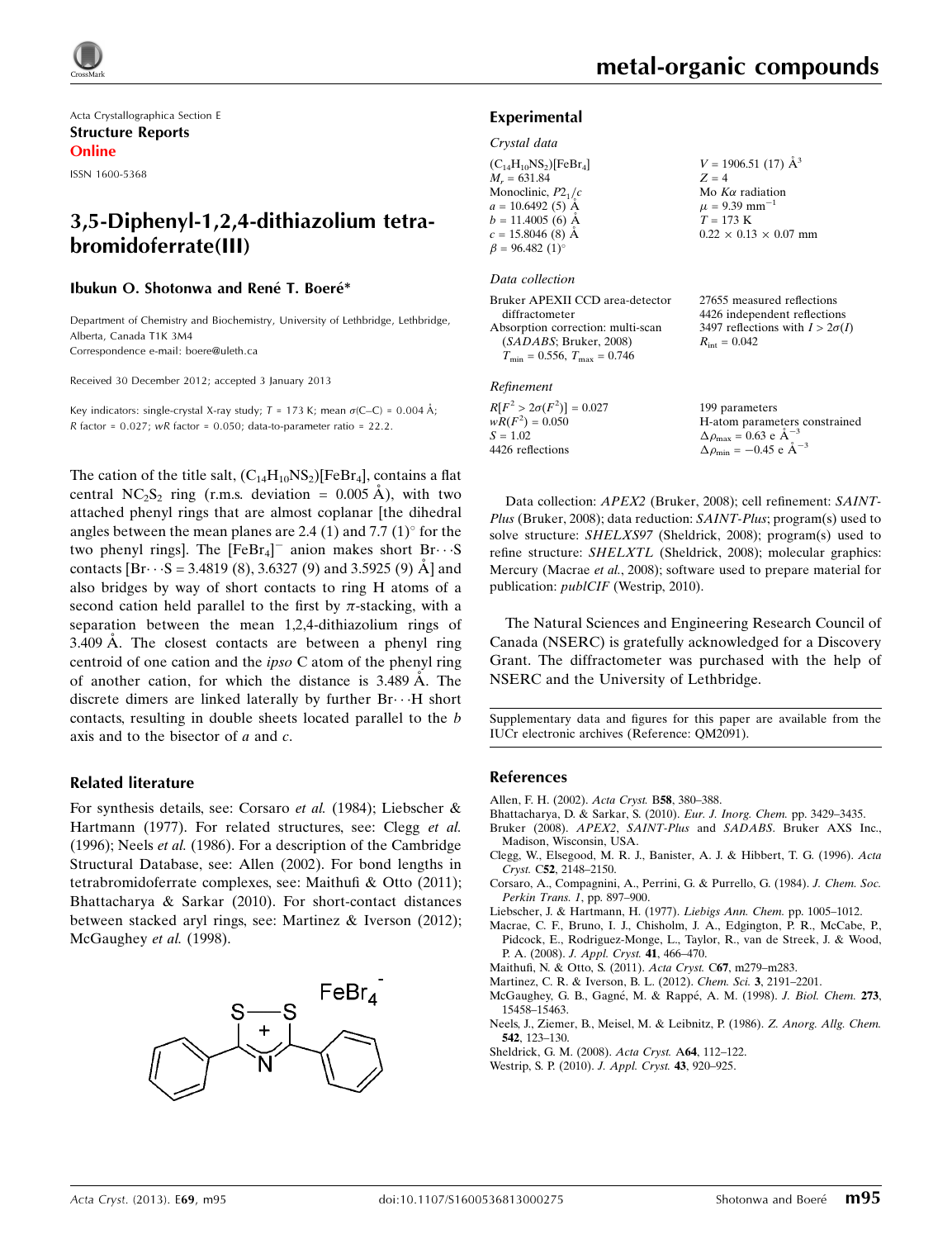Acta Crystallographica Section E

**Structure Reports Online**

ISSN 1600-5368

# 3,5-Diphenyl-1,2,4-dithiazolium tetrabromidoferrate(III)

**Ibukun O. Shotonwa and René T. Boeré***

Department of Chemistry and Biochemistry, University of Lethbridge, Lethbridge, Alberta, Canada T1K 3M4
Correspondence e-mail: boere@uleth.ca

Received 30 December 2012; accepted 3 January 2013

Key indicators: single-crystal X-ray study; $T$ = 173 K; mean $\sigma$(C–C) = 0.004 Å; $R$ factor = 0.027; $wR$ factor = 0.050; data-to-parameter ratio = 22.2.

The cation of the title salt, $(C_{14}H_{10}NS_2)[FeBr_4]$, contains a flat central $NC_2S_2$ ring (r.m.s. deviation = 0.005 Å), with two attached phenyl rings that are almost coplanar [the dihedral angles between the mean planes are 2.4 (1) and 7.7 (1)° for the two phenyl rings]. The $[FeBr_4]^-$ anion makes short Br···S contacts [Br···S = 3.4819 (8), 3.6327 (9) and 3.5925 (9) Å] and also bridges by way of short contacts to ring H atoms of a second cation held parallel to the first by π-stacking, with a separation between the mean 1,2,4-dithiazolium rings of 3.409 Å. The closest contacts are between a phenyl ring centroid of one cation and the *ipso* C atom of the phenyl ring of another cation, for which the distance is 3.489 Å. The discrete dimers are linked laterally by further Br···H short contacts, resulting in double sheets located parallel to the $b$ axis and to the bisector of $a$ and $c$.

## Related literature

For synthesis details, see: Corsaro *et al.* (1984); Liebscher & Hartmann (1977). For related structures, see: Clegg *et al.* (1996); Neels *et al.* (1986). For a description of the Cambridge Structural Database, see: Allen (2002). For bond lengths in tetrabromidoferrate complexes, see: Maithufi & Otto (2011); Bhattacharya & Sarkar (2010). For short-contact distances between stacked aryl rings, see: Martinez & Iverson (2012); McGaughey *et al.* (1998).

## Experimental

### Crystal data

$(C_{14}H_{10}NS_2)[FeBr_4]$
$M_r$ = 631.84
Monoclinic, $P2_1/c$
$a$ = 10.6492 (5) Å
$b$ = 11.4005 (6) Å
$c$ = 15.8046 (8) Å
$\beta$ = 96.482 (1)°
$V$ = 1906.51 (17) Å$^3$
$Z$ = 4
Mo $K\alpha$ radiation
$\mu$ = 9.39 mm$^{-1}$
$T$ = 173 K
0.22 × 0.13 × 0.07 mm

### Data collection

Bruker APEXII CCD area-detector diffractometer
Absorption correction: multi-scan (*SADABS*; Bruker, 2008)
$T_{min}$ = 0.556, $T_{max}$ = 0.746
27655 measured reflections
4426 independent reflections
3497 reflections with $I > 2\sigma(I)$
$R_{int}$ = 0.042

### Refinement

$R[F^2 > 2\sigma(F^2)]$ = 0.027
$wR(F^2)$ = 0.050
$S$ = 1.02
4426 reflections
199 parameters
H-atom parameters constrained
$\Delta\rho_{max}$ = 0.63 e Å$^{-3}$
$\Delta\rho_{min}$ = −0.45 e Å$^{-3}$

Data collection: *APEX2* (Bruker, 2008); cell refinement: *SAINT-Plus* (Bruker, 2008); data reduction: *SAINT-Plus*; program(s) used to solve structure: *SHELXS97* (Sheldrick, 2008); program(s) used to refine structure: *SHELXTL* (Sheldrick, 2008); molecular graphics: Mercury (Macrae *et al.*, 2008); software used to prepare material for publication: *publCIF* (Westrip, 2010).

The Natural Sciences and Engineering Research Council of Canada (NSERC) is gratefully acknowledged for a Discovery Grant. The diffractometer was purchased with the help of NSERC and the University of Lethbridge.

Supplementary data and figures for this paper are available from the IUCr electronic archives (Reference: QM2091).

## References

Allen, F. H. (2002). *Acta Cryst.* B**58**, 380–388.
Bhattacharya, D. & Sarkar, S. (2010). *Eur. J. Inorg. Chem.* pp. 3429–3435.
Bruker (2008). *APEX2*, *SAINT-Plus* and *SADABS*. Bruker AXS Inc., Madison, Wisconsin, USA.
Clegg, W., Elsegood, M. R. J., Banister, A. J. & Hibbert, T. G. (1996). *Acta Cryst.* C**52**, 2148–2150.
Corsaro, A., Compagnini, A., Perrini, G. & Purrello, G. (1984). *J. Chem. Soc. Perkin Trans. 1*, pp. 897–900.
Liebscher, J. & Hartmann, H. (1977). *Liebigs Ann. Chem.* pp. 1005–1012.
Macrae, C. F., Bruno, I. J., Chisholm, J. A., Edgington, P. R., McCabe, P., Pidcock, E., Rodriguez-Monge, L., Taylor, R., van de Streek, J. & Wood, P. A. (2008). *J. Appl. Cryst.* **41**, 466–470.
Maithufi, N. & Otto, S. (2011). *Acta Cryst.* C**67**, m279–m283.
Martinez, C. R. & Iverson, B. L. (2012). *Chem. Sci.* **3**, 2191–2201.
McGaughey, G. B., Gagné, M. & Rappé, A. M. (1998). *J. Biol. Chem.* **273**, 15458–15463.
Neels, J., Ziemer, B., Meisel, M. & Leibnitz, P. (1986). *Z. Anorg. Allg. Chem.* **542**, 123–130.
Sheldrick, G. M. (2008). *Acta Cryst.* A**64**, 112–122.
Westrip, S. P. (2010). *J. Appl. Cryst.* **43**, 920–925.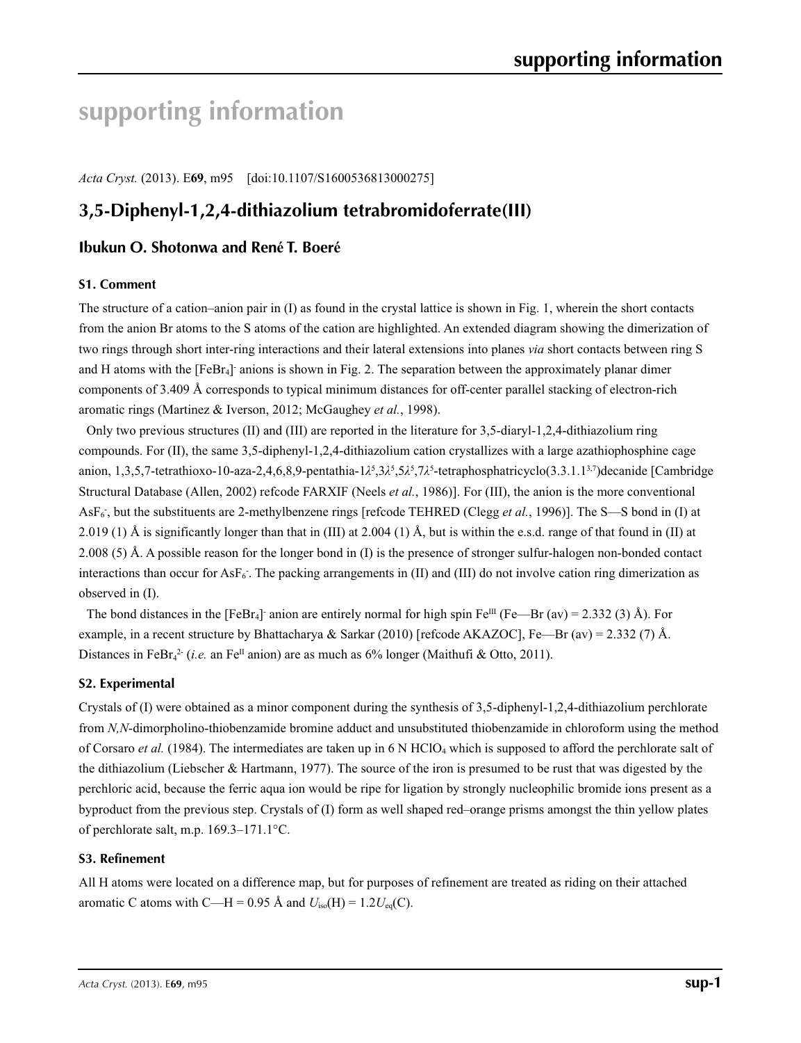# supporting information

*Acta Cryst.* (2013). E**69**, m95    [doi:10.1107/S1600536813000275]

## 3,5-Diphenyl-1,2,4-dithiazolium tetrabromidoferrate(III)

### Ibukun O. Shotonwa and René T. Boeré

#### S1. Comment

The structure of a cation–anion pair in (I) as found in the crystal lattice is shown in Fig. 1, wherein the short contacts from the anion Br atoms to the S atoms of the cation are highlighted. An extended diagram showing the dimerization of two rings through short inter-ring interactions and their lateral extensions into planes *via* short contacts between ring S and H atoms with the $[FeBr_4]^-$ anions is shown in Fig. 2. The separation between the approximately planar dimer components of 3.409 Å corresponds to typical minimum distances for off-center parallel stacking of electron-rich aromatic rings (Martinez & Iverson, 2012; McGaughey *et al.*, 1998).

Only two previous structures (II) and (III) are reported in the literature for 3,5-diaryl-1,2,4-dithiazolium ring compounds. For (II), the same 3,5-diphenyl-1,2,4-dithiazolium cation crystallizes with a large azathiophosphine cage anion, 1,3,5,7-tetrathioxo-10-aza-2,4,6,8,9-pentathia-1$\lambda^5$,3$\lambda^5$,5$\lambda^5$,7$\lambda^5$-tetraphosphatricyclo(3.3.1.1$^{3,7}$)decanide [Cambridge Structural Database (Allen, 2002) refcode FARXIF (Neels *et al.*, 1986)]. For (III), the anion is the more conventional $AsF_6^-$, but the substituents are 2-methylbenzene rings [refcode TEHRED (Clegg *et al.*, 1996)]. The S—S bond in (I) at 2.019 (1) Å is significantly longer than that in (III) at 2.004 (1) Å, but is within the e.s.d. range of that found in (II) at 2.008 (5) Å. A possible reason for the longer bond in (I) is the presence of stronger sulfur-halogen non-bonded contact interactions than occur for $AsF_6^-$. The packing arrangements in (II) and (III) do not involve cation ring dimerization as observed in (I).

The bond distances in the $[FeBr_4]^-$ anion are entirely normal for high spin $Fe^{III}$ (Fe—Br (av) = 2.332 (3) Å). For example, in a recent structure by Bhattacharya & Sarkar (2010) [refcode AKAZOC], Fe—Br (av) = 2.332 (7) Å. Distances in $FeBr_4^{2-}$ (*i.e.* an $Fe^{II}$ anion) are as much as 6% longer (Maithufi & Otto, 2011).

#### S2. Experimental

Crystals of (I) were obtained as a minor component during the synthesis of 3,5-diphenyl-1,2,4-dithiazolium perchlorate from *N,N*-dimorpholino-thiobenzamide bromine adduct and unsubstituted thiobenzamide in chloroform using the method of Corsaro *et al.* (1984). The intermediates are taken up in 6 N $HClO_4$ which is supposed to afford the perchlorate salt of the dithiazolium (Liebscher & Hartmann, 1977). The source of the iron is presumed to be rust that was digested by the perchloric acid, because the ferric aqua ion would be ripe for ligation by strongly nucleophilic bromide ions present as a byproduct from the previous step. Crystals of (I) form as well shaped red–orange prisms amongst the thin yellow plates of perchlorate salt, m.p. 169.3–171.1°C.

#### S3. Refinement

All H atoms were located on a difference map, but for purposes of refinement are treated as riding on their attached aromatic C atoms with C—H = 0.95 Å and $U_{iso}$(H) = 1.2$U_{eq}$(C).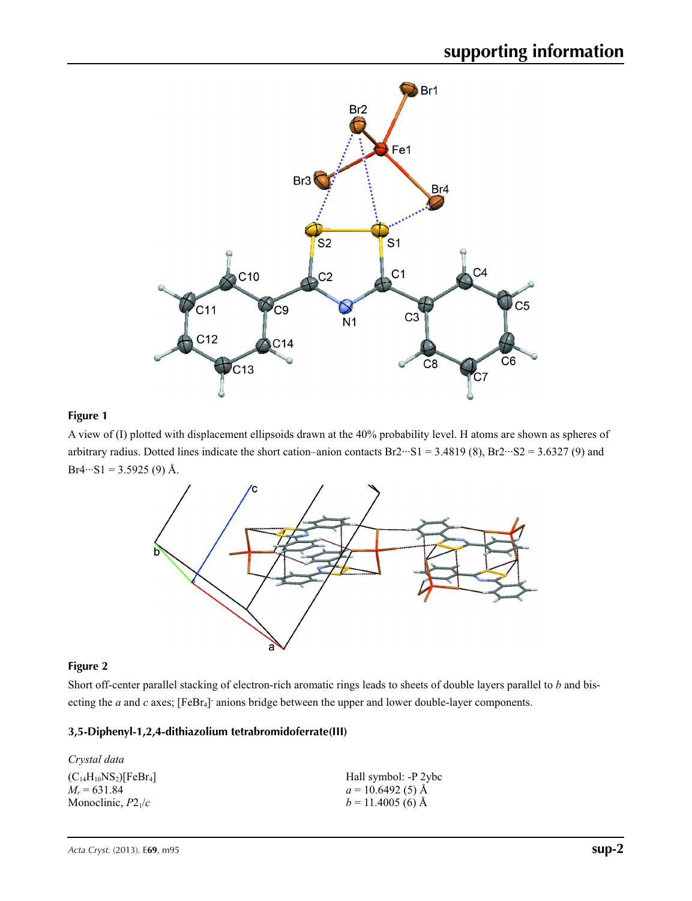**Figure 1**

A view of (I) plotted with displacement ellipsoids drawn at the 40% probability level. H atoms are shown as spheres of arbitrary radius. Dotted lines indicate the short cation–anion contacts Br2···S1 = 3.4819 (8), Br2···S2 = 3.6327 (9) and Br4···S1 = 3.5925 (9) Å.

**Figure 2**

Short off-center parallel stacking of electron-rich aromatic rings leads to sheets of double layers parallel to *b* and bisecting the *a* and *c* axes; $[FeBr_4]^-$ anions bridge between the upper and lower double-layer components.

### 3,5-Diphenyl-1,2,4-dithiazolium tetrabromidoferrate(III)

*Crystal data*

$(C_{14}H_{10}NS_2)[FeBr_4]$
$M_r = 631.84$
Monoclinic, $P2_1/c$
Hall symbol: -P 2ybc
$a = 10.6492$ (5) Å
$b = 11.4005$ (6) Å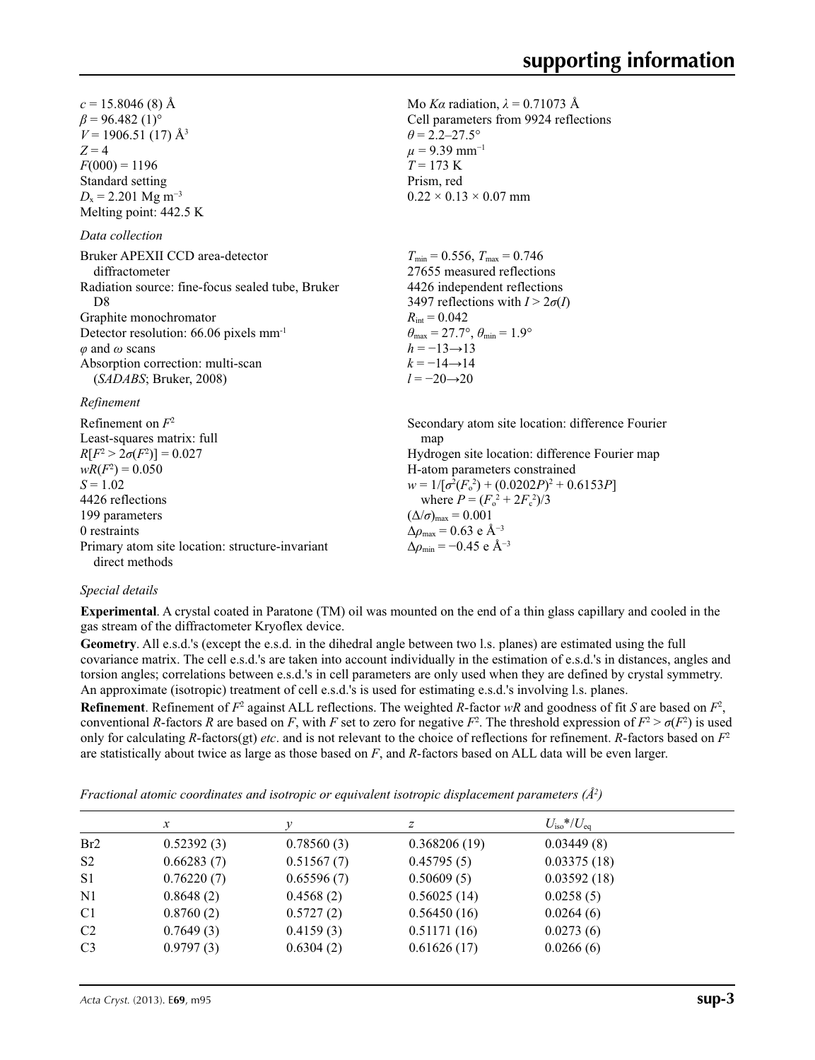$c$ = 15.8046 (8) Å
$\beta$ = 96.482 (1)°
$V$ = 1906.51 (17) Å$^3$
$Z$ = 4
$F$(000) = 1196
Standard setting
$D_x$ = 2.201 Mg m$^{-3}$
Melting point: 442.5 K

Mo $K\alpha$ radiation, $\lambda$ = 0.71073 Å
Cell parameters from 9924 reflections
$\theta$ = 2.2–27.5°
$\mu$ = 9.39 mm$^{-1}$
$T$ = 173 K
Prism, red
0.22 × 0.13 × 0.07 mm

*Data collection*

Bruker APEXII CCD area-detector diffractometer
Radiation source: fine-focus sealed tube, Bruker D8
Graphite monochromator
Detector resolution: 66.06 pixels mm$^{-1}$
$\varphi$ and $\omega$ scans
Absorption correction: multi-scan (*SADABS*; Bruker, 2008)

$T_{min}$ = 0.556, $T_{max}$ = 0.746
27655 measured reflections
4426 independent reflections
3497 reflections with $I > 2\sigma(I)$
$R_{int}$ = 0.042
$\theta_{max}$ = 27.7°, $\theta_{min}$ = 1.9°
$h$ = −13→13
$k$ = −14→14
$l$ = −20→20

*Refinement*

Refinement on $F^2$
Least-squares matrix: full
$R[F^2 > 2\sigma(F^2)]$ = 0.027
$wR(F^2)$ = 0.050
$S$ = 1.02
4426 reflections
199 parameters
0 restraints
Primary atom site location: structure-invariant direct methods

Secondary atom site location: difference Fourier map
Hydrogen site location: difference Fourier map
H-atom parameters constrained
$w = 1/[\sigma^2(F_o^2) + (0.0202P)^2 + 0.6153P]$
where $P = (F_o^2 + 2F_c^2)/3$
$(\Delta/\sigma)_{max}$ = 0.001
$\Delta\rho_{max}$ = 0.63 e Å$^{-3}$
$\Delta\rho_{min}$ = −0.45 e Å$^{-3}$

*Special details*

**Experimental**. A crystal coated in Paratone (TM) oil was mounted on the end of a thin glass capillary and cooled in the gas stream of the diffractometer Kryoflex device.

**Geometry**. All e.s.d.'s (except the e.s.d. in the dihedral angle between two l.s. planes) are estimated using the full covariance matrix. The cell e.s.d.'s are taken into account individually in the estimation of e.s.d.'s in distances, angles and torsion angles; correlations between e.s.d.'s in cell parameters are only used when they are defined by crystal symmetry. An approximate (isotropic) treatment of cell e.s.d.'s is used for estimating e.s.d.'s involving l.s. planes.

**Refinement**. Refinement of $F^2$ against ALL reflections. The weighted $R$-factor $wR$ and goodness of fit $S$ are based on $F^2$, conventional $R$-factors $R$ are based on $F$, with $F$ set to zero for negative $F^2$. The threshold expression of $F^2 > \sigma(F^2)$ is used only for calculating $R$-factors(gt) *etc*. and is not relevant to the choice of reflections for refinement. $R$-factors based on $F^2$ are statistically about twice as large as those based on $F$, and $R$-factors based on ALL data will be even larger.

*Fractional atomic coordinates and isotropic or equivalent isotropic displacement parameters (Å$^2$)*

| | $x$ | $y$ | $z$ | $U_{iso}$*/$U_{eq}$ |
|---|---|---|---|---|
| Br2 | 0.52392 (3) | 0.78560 (3) | 0.368206 (19) | 0.03449 (8) |
| S2 | 0.66283 (7) | 0.51567 (7) | 0.45795 (5) | 0.03375 (18) |
| S1 | 0.76220 (7) | 0.65596 (7) | 0.50609 (5) | 0.03592 (18) |
| N1 | 0.8648 (2) | 0.4568 (2) | 0.56025 (14) | 0.0258 (5) |
| C1 | 0.8760 (2) | 0.5727 (2) | 0.56450 (16) | 0.0264 (6) |
| C2 | 0.7649 (3) | 0.4159 (3) | 0.51171 (16) | 0.0273 (6) |
| C3 | 0.9797 (3) | 0.6304 (2) | 0.61626 (17) | 0.0266 (6) |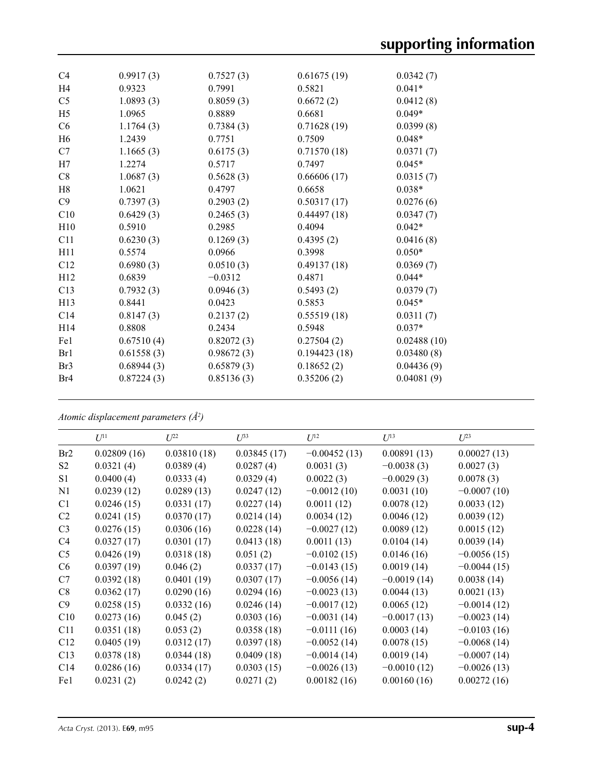| | | | | |
|---|---|---|---|---|
| C4 | 0.9917 (3) | 0.7527 (3) | 0.61675 (19) | 0.0342 (7) |
| H4 | 0.9323 | 0.7991 | 0.5821 | 0.041* |
| C5 | 1.0893 (3) | 0.8059 (3) | 0.6672 (2) | 0.0412 (8) |
| H5 | 1.0965 | 0.8889 | 0.6681 | 0.049* |
| C6 | 1.1764 (3) | 0.7384 (3) | 0.71628 (19) | 0.0399 (8) |
| H6 | 1.2439 | 0.7751 | 0.7509 | 0.048* |
| C7 | 1.1665 (3) | 0.6175 (3) | 0.71570 (18) | 0.0371 (7) |
| H7 | 1.2274 | 0.5717 | 0.7497 | 0.045* |
| C8 | 1.0687 (3) | 0.5628 (3) | 0.66606 (17) | 0.0315 (7) |
| H8 | 1.0621 | 0.4797 | 0.6658 | 0.038* |
| C9 | 0.7397 (3) | 0.2903 (2) | 0.50317 (17) | 0.0276 (6) |
| C10 | 0.6429 (3) | 0.2465 (3) | 0.44497 (18) | 0.0347 (7) |
| H10 | 0.5910 | 0.2985 | 0.4094 | 0.042* |
| C11 | 0.6230 (3) | 0.1269 (3) | 0.4395 (2) | 0.0416 (8) |
| H11 | 0.5574 | 0.0966 | 0.3998 | 0.050* |
| C12 | 0.6980 (3) | 0.0510 (3) | 0.49137 (18) | 0.0369 (7) |
| H12 | 0.6839 | −0.0312 | 0.4871 | 0.044* |
| C13 | 0.7932 (3) | 0.0946 (3) | 0.5493 (2) | 0.0379 (7) |
| H13 | 0.8441 | 0.0423 | 0.5853 | 0.045* |
| C14 | 0.8147 (3) | 0.2137 (2) | 0.55519 (18) | 0.0311 (7) |
| H14 | 0.8808 | 0.2434 | 0.5948 | 0.037* |
| Fe1 | 0.67510 (4) | 0.82072 (3) | 0.27504 (2) | 0.02488 (10) |
| Br1 | 0.61558 (3) | 0.98672 (3) | 0.194423 (18) | 0.03480 (8) |
| Br3 | 0.68944 (3) | 0.65879 (3) | 0.18652 (2) | 0.04436 (9) |
| Br4 | 0.87224 (3) | 0.85136 (3) | 0.35206 (2) | 0.04081 (9) |

*Atomic displacement parameters (Å²)*

| | $U^{11}$ | $U^{22}$ | $U^{33}$ | $U^{12}$ | $U^{13}$ | $U^{23}$ |
|---|---|---|---|---|---|---|
| Br2 | 0.02809 (16) | 0.03810 (18) | 0.03845 (17) | −0.00452 (13) | 0.00891 (13) | 0.00027 (13) |
| S2 | 0.0321 (4) | 0.0389 (4) | 0.0287 (4) | 0.0031 (3) | −0.0038 (3) | 0.0027 (3) |
| S1 | 0.0400 (4) | 0.0333 (4) | 0.0329 (4) | 0.0022 (3) | −0.0029 (3) | 0.0078 (3) |
| N1 | 0.0239 (12) | 0.0289 (13) | 0.0247 (12) | −0.0012 (10) | 0.0031 (10) | −0.0007 (10) |
| C1 | 0.0246 (15) | 0.0331 (17) | 0.0227 (14) | 0.0011 (12) | 0.0078 (12) | 0.0033 (12) |
| C2 | 0.0241 (15) | 0.0370 (17) | 0.0214 (14) | 0.0034 (12) | 0.0046 (12) | 0.0039 (12) |
| C3 | 0.0276 (15) | 0.0306 (16) | 0.0228 (14) | −0.0027 (12) | 0.0089 (12) | 0.0015 (12) |
| C4 | 0.0327 (17) | 0.0301 (17) | 0.0413 (18) | 0.0011 (13) | 0.0104 (14) | 0.0039 (14) |
| C5 | 0.0426 (19) | 0.0318 (18) | 0.051 (2) | −0.0102 (15) | 0.0146 (16) | −0.0056 (15) |
| C6 | 0.0397 (19) | 0.046 (2) | 0.0337 (17) | −0.0143 (15) | 0.0019 (14) | −0.0044 (15) |
| C7 | 0.0392 (18) | 0.0401 (19) | 0.0307 (17) | −0.0056 (14) | −0.0019 (14) | 0.0038 (14) |
| C8 | 0.0362 (17) | 0.0290 (16) | 0.0294 (16) | −0.0023 (13) | 0.0044 (13) | 0.0021 (13) |
| C9 | 0.0258 (15) | 0.0332 (16) | 0.0246 (14) | −0.0017 (12) | 0.0065 (12) | −0.0014 (12) |
| C10 | 0.0273 (16) | 0.045 (2) | 0.0303 (16) | −0.0031 (14) | −0.0017 (13) | −0.0023 (14) |
| C11 | 0.0351 (18) | 0.053 (2) | 0.0358 (18) | −0.0111 (16) | 0.0003 (14) | −0.0103 (16) |
| C12 | 0.0405 (19) | 0.0312 (17) | 0.0397 (18) | −0.0052 (14) | 0.0078 (15) | −0.0068 (14) |
| C13 | 0.0378 (18) | 0.0344 (18) | 0.0409 (18) | −0.0014 (14) | 0.0019 (14) | −0.0007 (14) |
| C14 | 0.0286 (16) | 0.0334 (17) | 0.0303 (15) | −0.0026 (13) | −0.0010 (12) | −0.0026 (13) |
| Fe1 | 0.0231 (2) | 0.0242 (2) | 0.0271 (2) | 0.00182 (16) | 0.00160 (16) | 0.00272 (16) |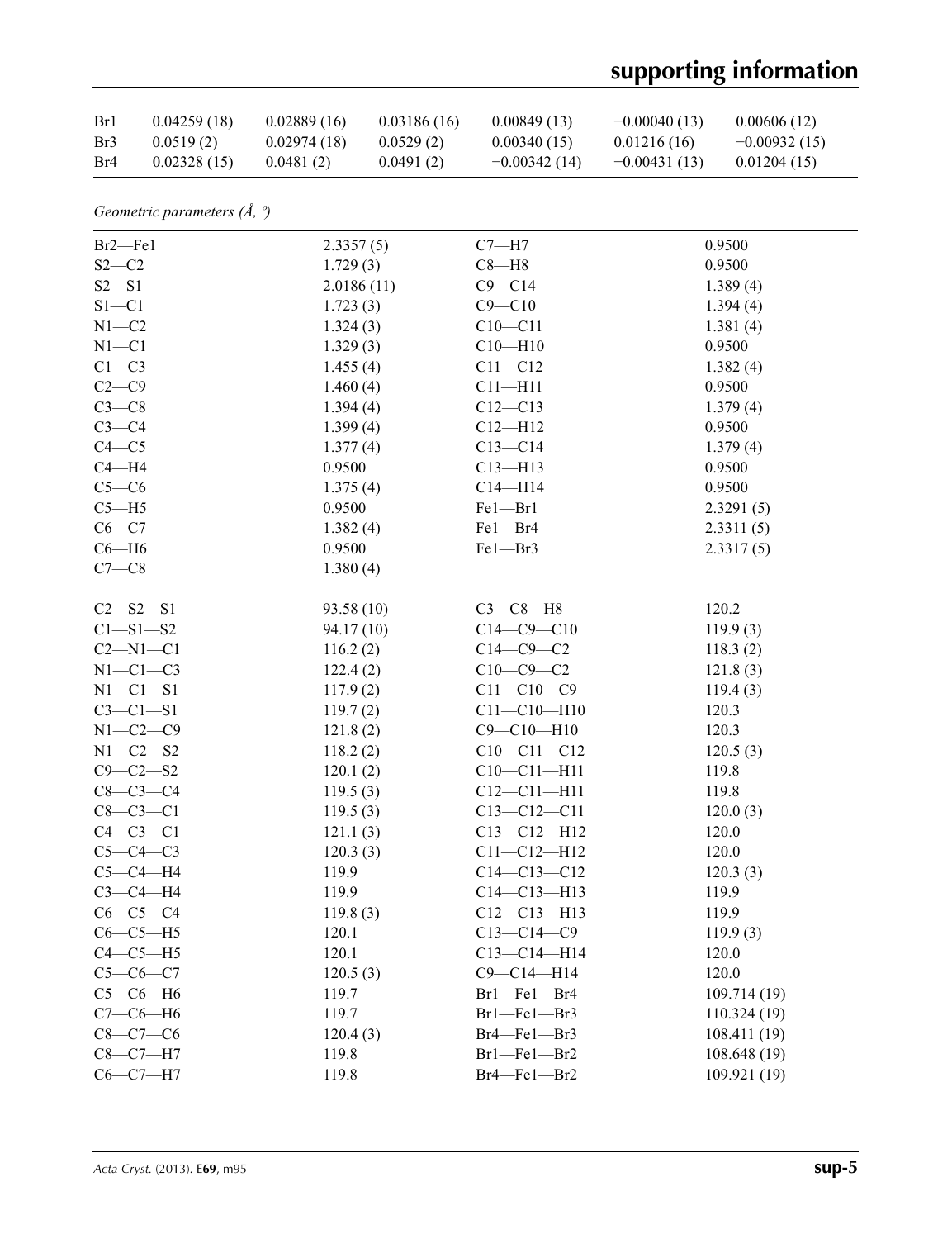| Br1 | 0.04259 (18) | 0.02889 (16) | 0.03186 (16) | 0.00849 (13) | −0.00040 (13) | 0.00606 (12) |
|---|---|---|---|---|---|---|
| Br3 | 0.0519 (2) | 0.02974 (18) | 0.0529 (2) | 0.00340 (15) | 0.01216 (16) | −0.00932 (15) |
| Br4 | 0.02328 (15) | 0.0481 (2) | 0.0491 (2) | −0.00342 (14) | −0.00431 (13) | 0.01204 (15) |

*Geometric parameters (Å, º)*

| | | | |
|---|---|---|---|
| Br2—Fe1 | 2.3357 (5) | C7—H7 | 0.9500 |
| S2—C2 | 1.729 (3) | C8—H8 | 0.9500 |
| S2—S1 | 2.0186 (11) | C9—C14 | 1.389 (4) |
| S1—C1 | 1.723 (3) | C9—C10 | 1.394 (4) |
| N1—C2 | 1.324 (3) | C10—C11 | 1.381 (4) |
| N1—C1 | 1.329 (3) | C10—H10 | 0.9500 |
| C1—C3 | 1.455 (4) | C11—C12 | 1.382 (4) |
| C2—C9 | 1.460 (4) | C11—H11 | 0.9500 |
| C3—C8 | 1.394 (4) | C12—C13 | 1.379 (4) |
| C3—C4 | 1.399 (4) | C12—H12 | 0.9500 |
| C4—C5 | 1.377 (4) | C13—C14 | 1.379 (4) |
| C4—H4 | 0.9500 | C13—H13 | 0.9500 |
| C5—C6 | 1.375 (4) | C14—H14 | 0.9500 |
| C5—H5 | 0.9500 | Fe1—Br1 | 2.3291 (5) |
| C6—C7 | 1.382 (4) | Fe1—Br4 | 2.3311 (5) |
| C6—H6 | 0.9500 | Fe1—Br3 | 2.3317 (5) |
| C7—C8 | 1.380 (4) | | |
| | | | |
| C2—S2—S1 | 93.58 (10) | C3—C8—H8 | 120.2 |
| C1—S1—S2 | 94.17 (10) | C14—C9—C10 | 119.9 (3) |
| C2—N1—C1 | 116.2 (2) | C14—C9—C2 | 118.3 (2) |
| N1—C1—C3 | 122.4 (2) | C10—C9—C2 | 121.8 (3) |
| N1—C1—S1 | 117.9 (2) | C11—C10—C9 | 119.4 (3) |
| C3—C1—S1 | 119.7 (2) | C11—C10—H10 | 120.3 |
| N1—C2—C9 | 121.8 (2) | C9—C10—H10 | 120.3 |
| N1—C2—S2 | 118.2 (2) | C10—C11—C12 | 120.5 (3) |
| C9—C2—S2 | 120.1 (2) | C10—C11—H11 | 119.8 |
| C8—C3—C4 | 119.5 (3) | C12—C11—H11 | 119.8 |
| C8—C3—C1 | 119.5 (3) | C13—C12—C11 | 120.0 (3) |
| C4—C3—C1 | 121.1 (3) | C13—C12—H12 | 120.0 |
| C5—C4—C3 | 120.3 (3) | C11—C12—H12 | 120.0 |
| C5—C4—H4 | 119.9 | C14—C13—C12 | 120.3 (3) |
| C3—C4—H4 | 119.9 | C14—C13—H13 | 119.9 |
| C6—C5—C4 | 119.8 (3) | C12—C13—H13 | 119.9 |
| C6—C5—H5 | 120.1 | C13—C14—C9 | 119.9 (3) |
| C4—C5—H5 | 120.1 | C13—C14—H14 | 120.0 |
| C5—C6—C7 | 120.5 (3) | C9—C14—H14 | 120.0 |
| C5—C6—H6 | 119.7 | Br1—Fe1—Br4 | 109.714 (19) |
| C7—C6—H6 | 119.7 | Br1—Fe1—Br3 | 110.324 (19) |
| C8—C7—C6 | 120.4 (3) | Br4—Fe1—Br3 | 108.411 (19) |
| C8—C7—H7 | 119.8 | Br1—Fe1—Br2 | 108.648 (19) |
| C6—C7—H7 | 119.8 | Br4—Fe1—Br2 | 109.921 (19) |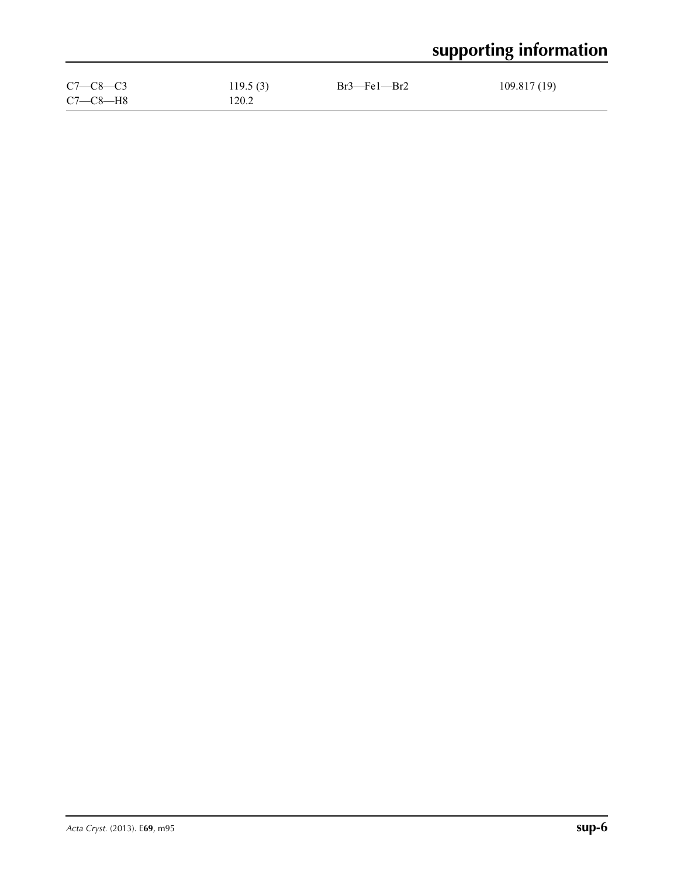| | | | |
|---|---|---|---|
| C7—C8—C3 | 119.5 (3) | Br3—Fe1—Br2 | 109.817 (19) |
| C7—C8—H8 | 120.2 | | |